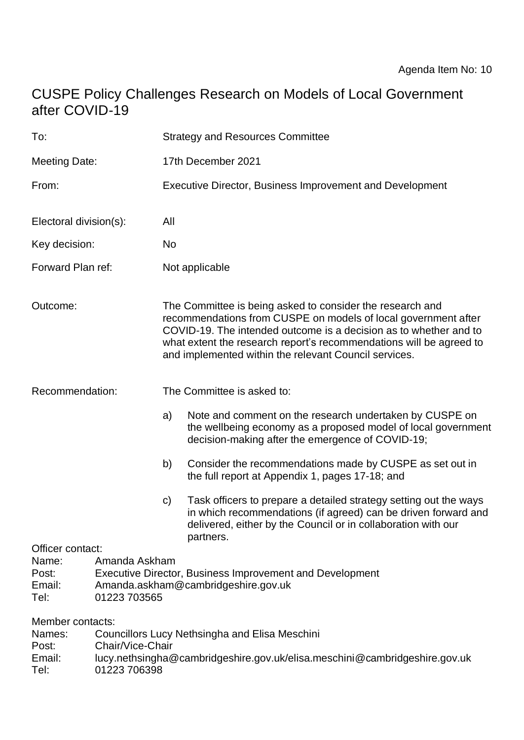Agenda Item No: 10

# CUSPE Policy Challenges Research on Models of Local Government after COVID-19

| | |
|---|---|
| To: | Strategy and Resources Committee |
| Meeting Date: | 17th December 2021 |
| From: | Executive Director, Business Improvement and Development |
| Electoral division(s): | All |
| Key decision: | No |
| Forward Plan ref: | Not applicable |
| Outcome: | The Committee is being asked to consider the research and recommendations from CUSPE on models of local government after COVID-19. The intended outcome is a decision as to whether and to what extent the research report's recommendations will be agreed to and implemented within the relevant Council services. |

Recommendation: The Committee is asked to:

a) Note and comment on the research undertaken by CUSPE on the wellbeing economy as a proposed model of local government decision-making after the emergence of COVID-19;

b) Consider the recommendations made by CUSPE as set out in the full report at Appendix 1, pages 17-18; and

c) Task officers to prepare a detailed strategy setting out the ways in which recommendations (if agreed) can be driven forward and delivered, either by the Council or in collaboration with our partners.

Officer contact:

Name: Amanda Askham
Post: Executive Director, Business Improvement and Development
Email: Amanda.askham@cambridgeshire.gov.uk
Tel: 01223 703565

Member contacts:

Names: Councillors Lucy Nethsingha and Elisa Meschini
Post: Chair/Vice-Chair
Email: lucy.nethsingha@cambridgeshire.gov.uk/elisa.meschini@cambridgeshire.gov.uk
Tel: 01223 706398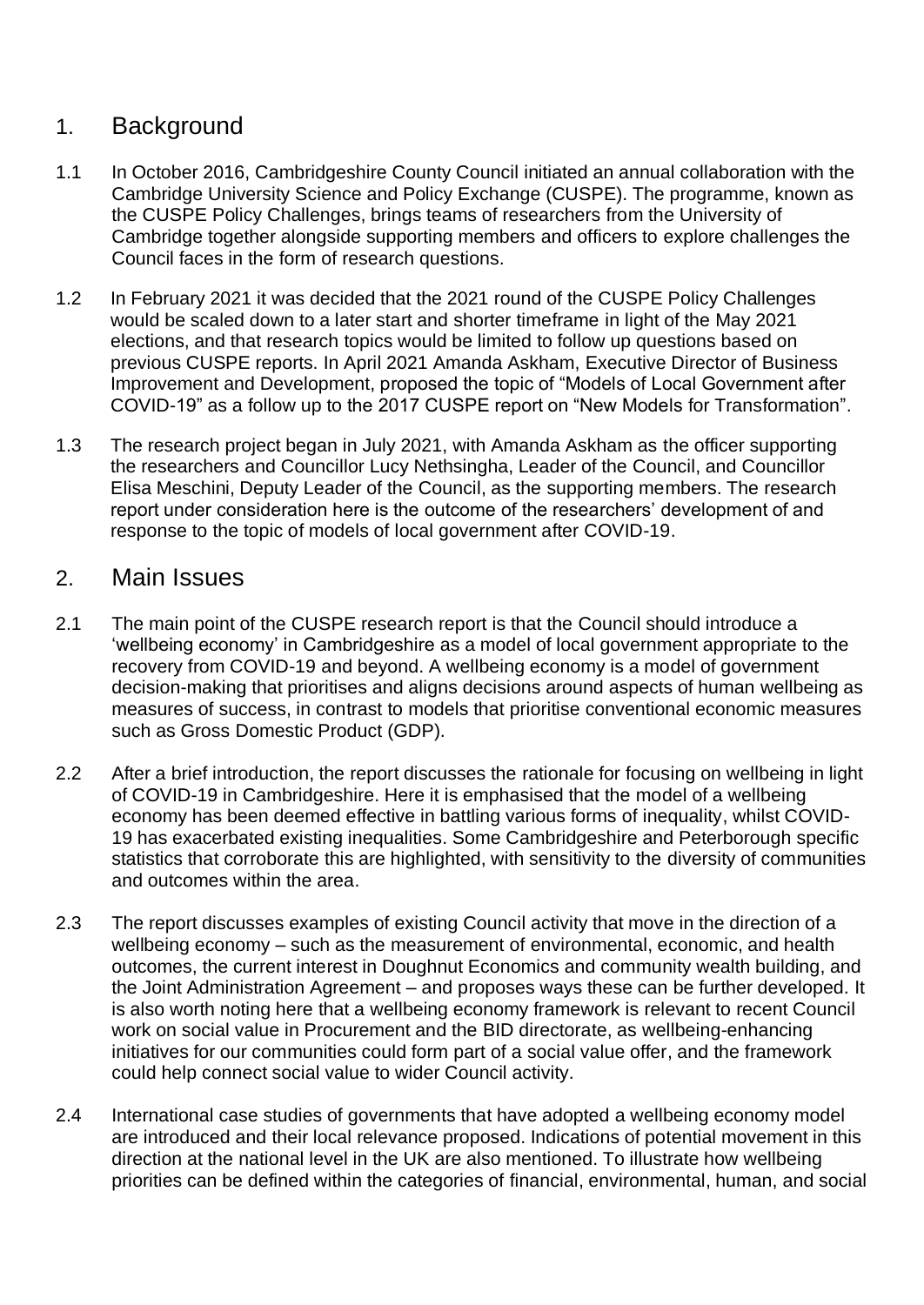## 1. Background

1.1 In October 2016, Cambridgeshire County Council initiated an annual collaboration with the Cambridge University Science and Policy Exchange (CUSPE). The programme, known as the CUSPE Policy Challenges, brings teams of researchers from the University of Cambridge together alongside supporting members and officers to explore challenges the Council faces in the form of research questions.

1.2 In February 2021 it was decided that the 2021 round of the CUSPE Policy Challenges would be scaled down to a later start and shorter timeframe in light of the May 2021 elections, and that research topics would be limited to follow up questions based on previous CUSPE reports. In April 2021 Amanda Askham, Executive Director of Business Improvement and Development, proposed the topic of "Models of Local Government after COVID-19" as a follow up to the 2017 CUSPE report on "New Models for Transformation".

1.3 The research project began in July 2021, with Amanda Askham as the officer supporting the researchers and Councillor Lucy Nethsingha, Leader of the Council, and Councillor Elisa Meschini, Deputy Leader of the Council, as the supporting members. The research report under consideration here is the outcome of the researchers' development of and response to the topic of models of local government after COVID-19.

## 2. Main Issues

2.1 The main point of the CUSPE research report is that the Council should introduce a 'wellbeing economy' in Cambridgeshire as a model of local government appropriate to the recovery from COVID-19 and beyond. A wellbeing economy is a model of government decision-making that prioritises and aligns decisions around aspects of human wellbeing as measures of success, in contrast to models that prioritise conventional economic measures such as Gross Domestic Product (GDP).

2.2 After a brief introduction, the report discusses the rationale for focusing on wellbeing in light of COVID-19 in Cambridgeshire. Here it is emphasised that the model of a wellbeing economy has been deemed effective in battling various forms of inequality, whilst COVID-19 has exacerbated existing inequalities. Some Cambridgeshire and Peterborough specific statistics that corroborate this are highlighted, with sensitivity to the diversity of communities and outcomes within the area.

2.3 The report discusses examples of existing Council activity that move in the direction of a wellbeing economy – such as the measurement of environmental, economic, and health outcomes, the current interest in Doughnut Economics and community wealth building, and the Joint Administration Agreement – and proposes ways these can be further developed. It is also worth noting here that a wellbeing economy framework is relevant to recent Council work on social value in Procurement and the BID directorate, as wellbeing-enhancing initiatives for our communities could form part of a social value offer, and the framework could help connect social value to wider Council activity.

2.4 International case studies of governments that have adopted a wellbeing economy model are introduced and their local relevance proposed. Indications of potential movement in this direction at the national level in the UK are also mentioned. To illustrate how wellbeing priorities can be defined within the categories of financial, environmental, human, and social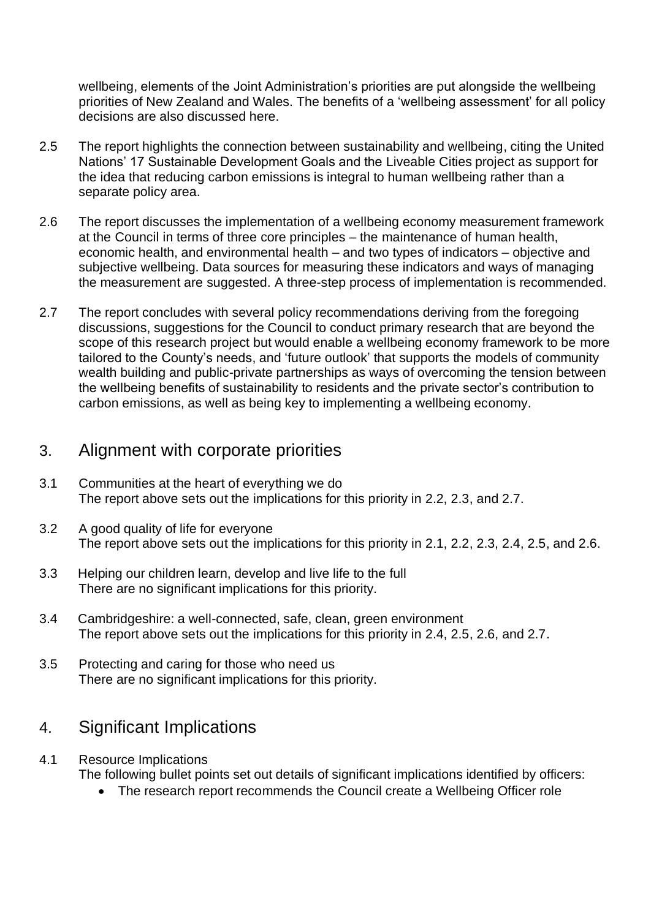wellbeing, elements of the Joint Administration's priorities are put alongside the wellbeing priorities of New Zealand and Wales. The benefits of a 'wellbeing assessment' for all policy decisions are also discussed here.

2.5 The report highlights the connection between sustainability and wellbeing, citing the United Nations' 17 Sustainable Development Goals and the Liveable Cities project as support for the idea that reducing carbon emissions is integral to human wellbeing rather than a separate policy area.

2.6 The report discusses the implementation of a wellbeing economy measurement framework at the Council in terms of three core principles – the maintenance of human health, economic health, and environmental health – and two types of indicators – objective and subjective wellbeing. Data sources for measuring these indicators and ways of managing the measurement are suggested. A three-step process of implementation is recommended.

2.7 The report concludes with several policy recommendations deriving from the foregoing discussions, suggestions for the Council to conduct primary research that are beyond the scope of this research project but would enable a wellbeing economy framework to be more tailored to the County's needs, and 'future outlook' that supports the models of community wealth building and public-private partnerships as ways of overcoming the tension between the wellbeing benefits of sustainability to residents and the private sector's contribution to carbon emissions, as well as being key to implementing a wellbeing economy.

## 3. Alignment with corporate priorities

3.1 Communities at the heart of everything we do
The report above sets out the implications for this priority in 2.2, 2.3, and 2.7.

3.2 A good quality of life for everyone
The report above sets out the implications for this priority in 2.1, 2.2, 2.3, 2.4, 2.5, and 2.6.

3.3 Helping our children learn, develop and live life to the full
There are no significant implications for this priority.

3.4 Cambridgeshire: a well-connected, safe, clean, green environment
The report above sets out the implications for this priority in 2.4, 2.5, 2.6, and 2.7.

3.5 Protecting and caring for those who need us
There are no significant implications for this priority.

## 4. Significant Implications

4.1 Resource Implications
The following bullet points set out details of significant implications identified by officers:

- The research report recommends the Council create a Wellbeing Officer role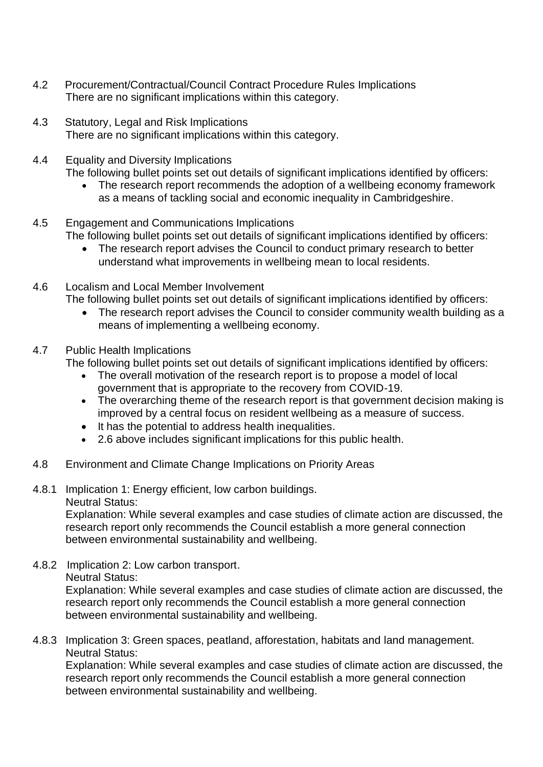4.2 Procurement/Contractual/Council Contract Procedure Rules Implications
There are no significant implications within this category.

4.3 Statutory, Legal and Risk Implications
There are no significant implications within this category.

4.4 Equality and Diversity Implications
The following bullet points set out details of significant implications identified by officers:

- The research report recommends the adoption of a wellbeing economy framework as a means of tackling social and economic inequality in Cambridgeshire.

4.5 Engagement and Communications Implications
The following bullet points set out details of significant implications identified by officers:

- The research report advises the Council to conduct primary research to better understand what improvements in wellbeing mean to local residents.

4.6 Localism and Local Member Involvement
The following bullet points set out details of significant implications identified by officers:

- The research report advises the Council to consider community wealth building as a means of implementing a wellbeing economy.

4.7 Public Health Implications
The following bullet points set out details of significant implications identified by officers:

- The overall motivation of the research report is to propose a model of local government that is appropriate to the recovery from COVID-19.
- The overarching theme of the research report is that government decision making is improved by a central focus on resident wellbeing as a measure of success.
- It has the potential to address health inequalities.
- 2.6 above includes significant implications for this public health.

4.8 Environment and Climate Change Implications on Priority Areas

4.8.1 Implication 1: Energy efficient, low carbon buildings.
Neutral Status:
Explanation: While several examples and case studies of climate action are discussed, the research report only recommends the Council establish a more general connection between environmental sustainability and wellbeing.

4.8.2 Implication 2: Low carbon transport.
Neutral Status:
Explanation: While several examples and case studies of climate action are discussed, the research report only recommends the Council establish a more general connection between environmental sustainability and wellbeing.

4.8.3 Implication 3: Green spaces, peatland, afforestation, habitats and land management.
Neutral Status:
Explanation: While several examples and case studies of climate action are discussed, the research report only recommends the Council establish a more general connection between environmental sustainability and wellbeing.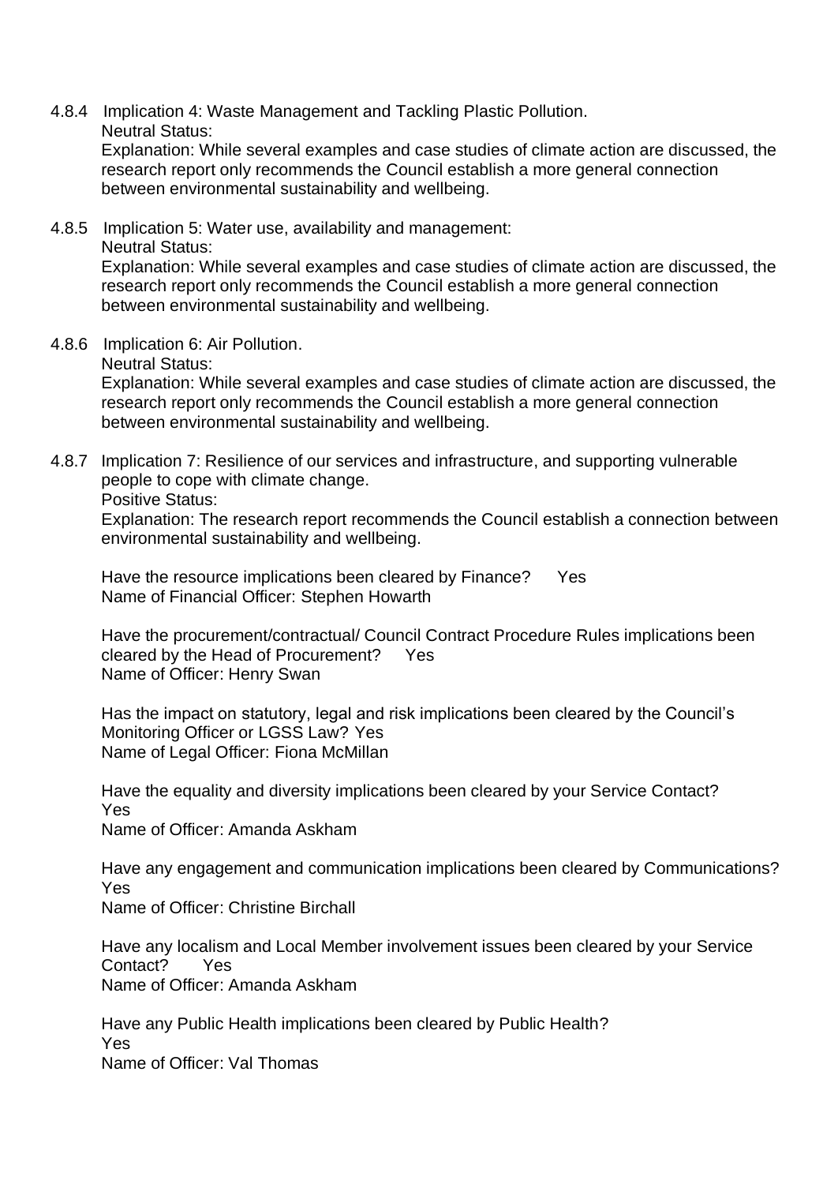4.8.4 Implication 4: Waste Management and Tackling Plastic Pollution.
Neutral Status:
Explanation: While several examples and case studies of climate action are discussed, the research report only recommends the Council establish a more general connection between environmental sustainability and wellbeing.

4.8.5 Implication 5: Water use, availability and management:
Neutral Status:
Explanation: While several examples and case studies of climate action are discussed, the research report only recommends the Council establish a more general connection between environmental sustainability and wellbeing.

4.8.6 Implication 6: Air Pollution.
Neutral Status:
Explanation: While several examples and case studies of climate action are discussed, the research report only recommends the Council establish a more general connection between environmental sustainability and wellbeing.

4.8.7 Implication 7: Resilience of our services and infrastructure, and supporting vulnerable people to cope with climate change.
Positive Status:
Explanation: The research report recommends the Council establish a connection between environmental sustainability and wellbeing.

Have the resource implications been cleared by Finance? Yes
Name of Financial Officer: Stephen Howarth

Have the procurement/contractual/ Council Contract Procedure Rules implications been cleared by the Head of Procurement? Yes
Name of Officer: Henry Swan

Has the impact on statutory, legal and risk implications been cleared by the Council's Monitoring Officer or LGSS Law? Yes
Name of Legal Officer: Fiona McMillan

Have the equality and diversity implications been cleared by your Service Contact? Yes
Name of Officer: Amanda Askham

Have any engagement and communication implications been cleared by Communications? Yes
Name of Officer: Christine Birchall

Have any localism and Local Member involvement issues been cleared by your Service Contact? Yes
Name of Officer: Amanda Askham

Have any Public Health implications been cleared by Public Health? Yes
Name of Officer: Val Thomas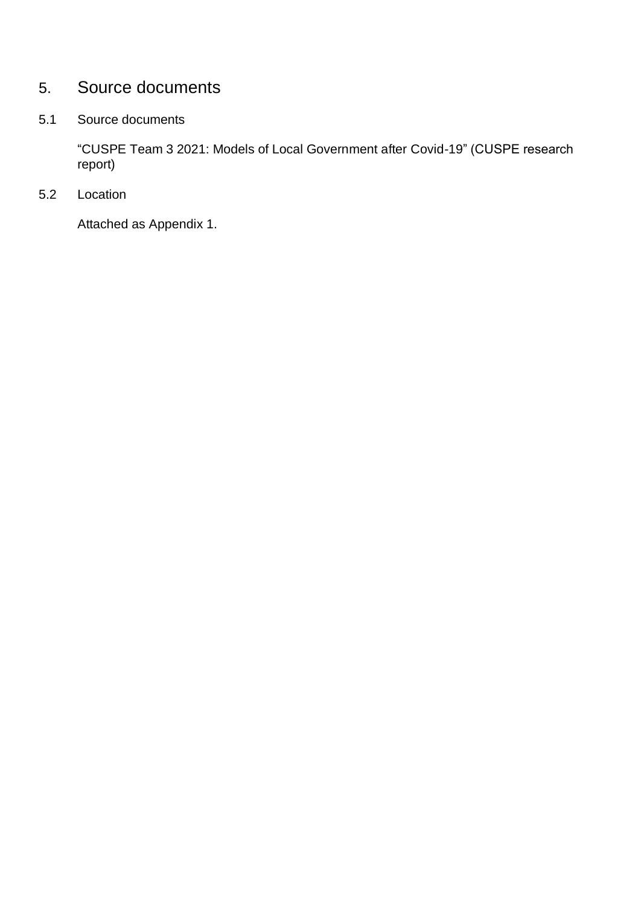# 5. Source documents

## 5.1 Source documents

"CUSPE Team 3 2021: Models of Local Government after Covid-19" (CUSPE research report)

## 5.2 Location

Attached as Appendix 1.